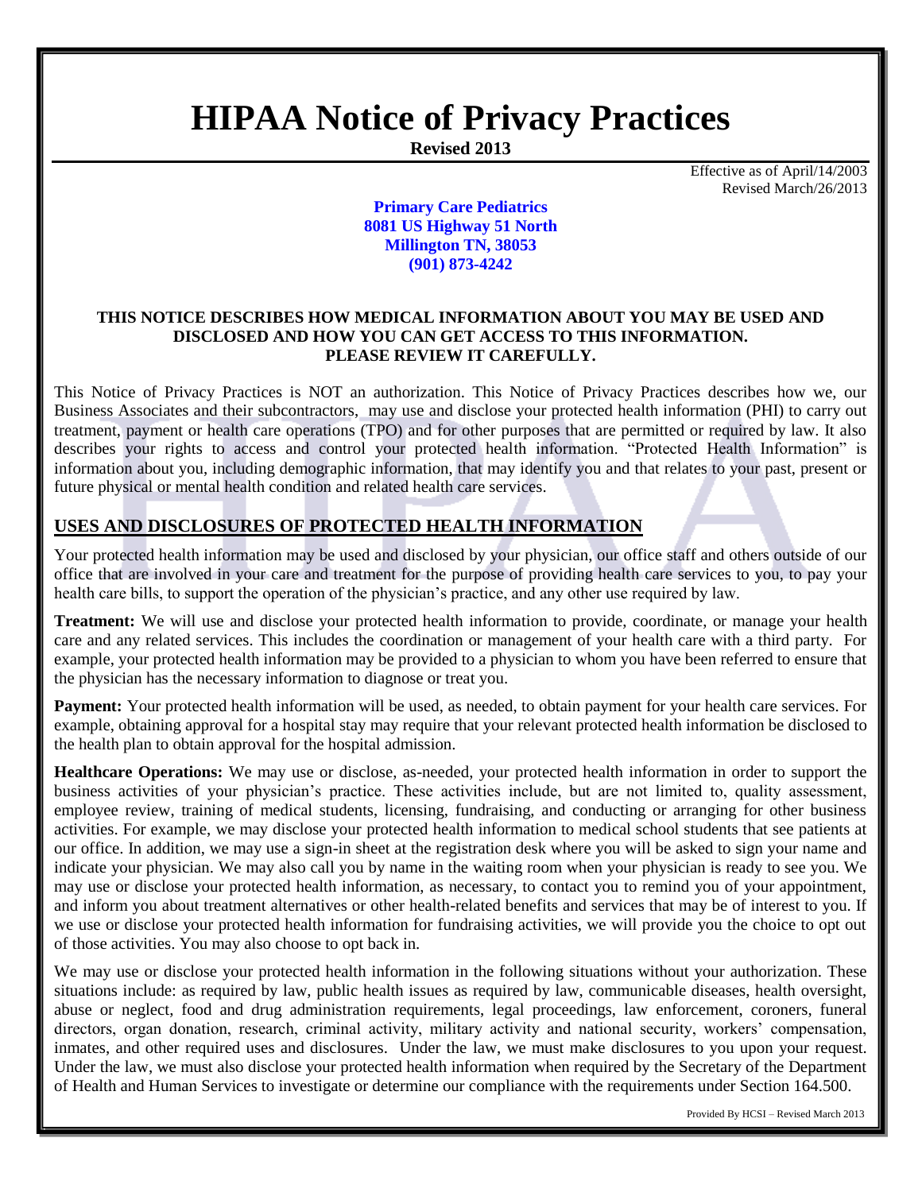# HIPAA Notice of Privacy Practices

**Revised 2013**

Effective as of April/14/2003
Revised March/26/2013

**Primary Care Pediatrics**
**8081 US Highway 51 North**
**Millington TN, 38053**
**(901) 873-4242**

**THIS NOTICE DESCRIBES HOW MEDICAL INFORMATION ABOUT YOU MAY BE USED AND DISCLOSED AND HOW YOU CAN GET ACCESS TO THIS INFORMATION. PLEASE REVIEW IT CAREFULLY.**

This Notice of Privacy Practices is NOT an authorization. This Notice of Privacy Practices describes how we, our Business Associates and their subcontractors, may use and disclose your protected health information (PHI) to carry out treatment, payment or health care operations (TPO) and for other purposes that are permitted or required by law. It also describes your rights to access and control your protected health information. "Protected Health Information" is information about you, including demographic information, that may identify you and that relates to your past, present or future physical or mental health condition and related health care services.

## USES AND DISCLOSURES OF PROTECTED HEALTH INFORMATION

Your protected health information may be used and disclosed by your physician, our office staff and others outside of our office that are involved in your care and treatment for the purpose of providing health care services to you, to pay your health care bills, to support the operation of the physician's practice, and any other use required by law.

**Treatment:** We will use and disclose your protected health information to provide, coordinate, or manage your health care and any related services. This includes the coordination or management of your health care with a third party. For example, your protected health information may be provided to a physician to whom you have been referred to ensure that the physician has the necessary information to diagnose or treat you.

**Payment:** Your protected health information will be used, as needed, to obtain payment for your health care services. For example, obtaining approval for a hospital stay may require that your relevant protected health information be disclosed to the health plan to obtain approval for the hospital admission.

**Healthcare Operations:** We may use or disclose, as-needed, your protected health information in order to support the business activities of your physician's practice. These activities include, but are not limited to, quality assessment, employee review, training of medical students, licensing, fundraising, and conducting or arranging for other business activities. For example, we may disclose your protected health information to medical school students that see patients at our office. In addition, we may use a sign-in sheet at the registration desk where you will be asked to sign your name and indicate your physician. We may also call you by name in the waiting room when your physician is ready to see you. We may use or disclose your protected health information, as necessary, to contact you to remind you of your appointment, and inform you about treatment alternatives or other health-related benefits and services that may be of interest to you. If we use or disclose your protected health information for fundraising activities, we will provide you the choice to opt out of those activities. You may also choose to opt back in.

We may use or disclose your protected health information in the following situations without your authorization. These situations include: as required by law, public health issues as required by law, communicable diseases, health oversight, abuse or neglect, food and drug administration requirements, legal proceedings, law enforcement, coroners, funeral directors, organ donation, research, criminal activity, military activity and national security, workers' compensation, inmates, and other required uses and disclosures. Under the law, we must make disclosures to you upon your request. Under the law, we must also disclose your protected health information when required by the Secretary of the Department of Health and Human Services to investigate or determine our compliance with the requirements under Section 164.500.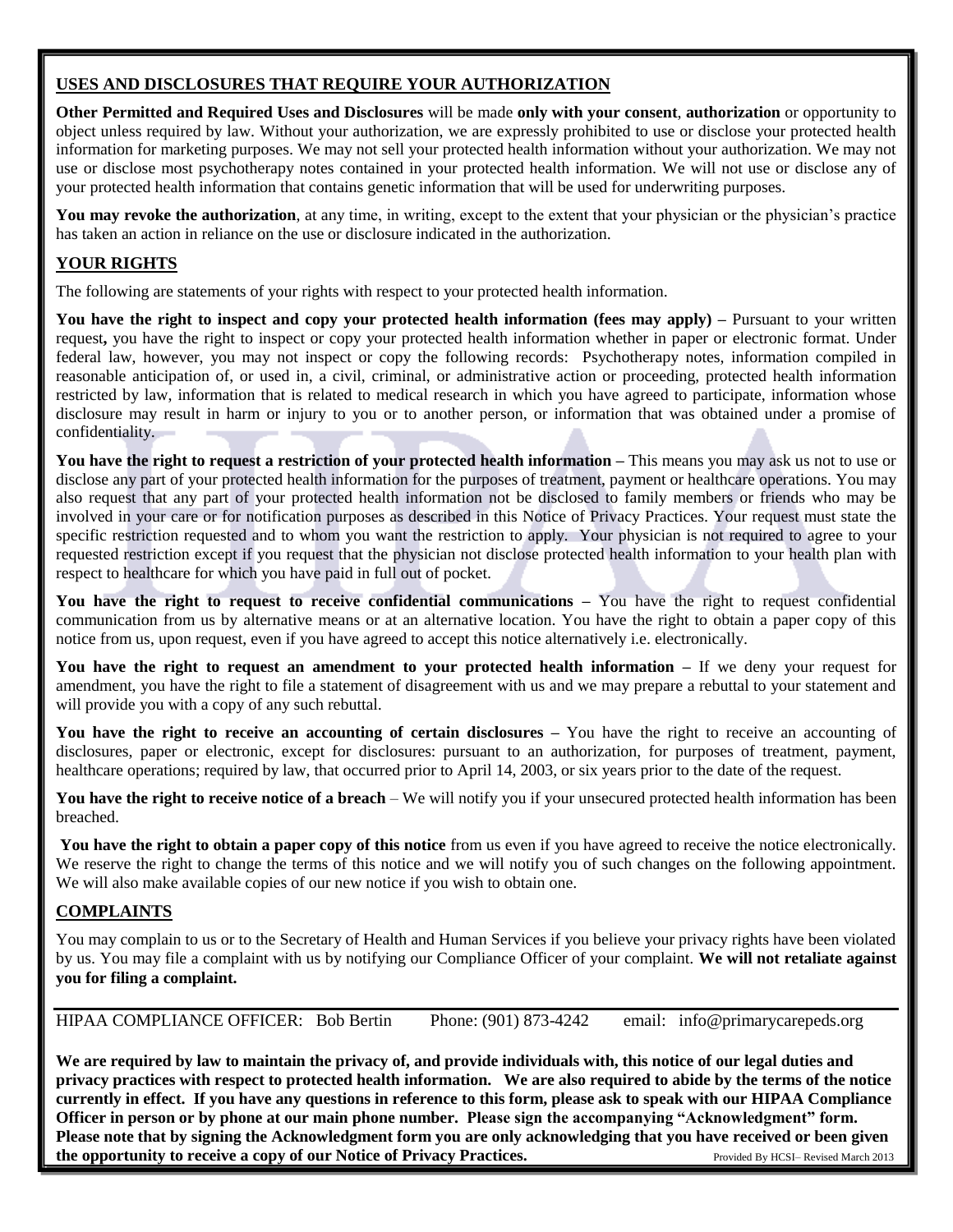## USES AND DISCLOSURES THAT REQUIRE YOUR AUTHORIZATION

**Other Permitted and Required Uses and Disclosures** will be made **only with your consent**, **authorization** or opportunity to object unless required by law. Without your authorization, we are expressly prohibited to use or disclose your protected health information for marketing purposes. We may not sell your protected health information without your authorization. We may not use or disclose most psychotherapy notes contained in your protected health information. We will not use or disclose any of your protected health information that contains genetic information that will be used for underwriting purposes.

**You may revoke the authorization**, at any time, in writing, except to the extent that your physician or the physician's practice has taken an action in reliance on the use or disclosure indicated in the authorization.

## YOUR RIGHTS

The following are statements of your rights with respect to your protected health information.

**You have the right to inspect and copy your protected health information (fees may apply) –** Pursuant to your written request**,** you have the right to inspect or copy your protected health information whether in paper or electronic format. Under federal law, however, you may not inspect or copy the following records: Psychotherapy notes, information compiled in reasonable anticipation of, or used in, a civil, criminal, or administrative action or proceeding, protected health information restricted by law, information that is related to medical research in which you have agreed to participate, information whose disclosure may result in harm or injury to you or to another person, or information that was obtained under a promise of confidentiality.

**You have the right to request a restriction of your protected health information –** This means you may ask us not to use or disclose any part of your protected health information for the purposes of treatment, payment or healthcare operations. You may also request that any part of your protected health information not be disclosed to family members or friends who may be involved in your care or for notification purposes as described in this Notice of Privacy Practices. Your request must state the specific restriction requested and to whom you want the restriction to apply. Your physician is not required to agree to your requested restriction except if you request that the physician not disclose protected health information to your health plan with respect to healthcare for which you have paid in full out of pocket.

**You have the right to request to receive confidential communications –** You have the right to request confidential communication from us by alternative means or at an alternative location. You have the right to obtain a paper copy of this notice from us, upon request, even if you have agreed to accept this notice alternatively i.e. electronically.

**You have the right to request an amendment to your protected health information –** If we deny your request for amendment, you have the right to file a statement of disagreement with us and we may prepare a rebuttal to your statement and will provide you with a copy of any such rebuttal.

**You have the right to receive an accounting of certain disclosures –** You have the right to receive an accounting of disclosures, paper or electronic, except for disclosures: pursuant to an authorization, for purposes of treatment, payment, healthcare operations; required by law, that occurred prior to April 14, 2003, or six years prior to the date of the request.

**You have the right to receive notice of a breach** – We will notify you if your unsecured protected health information has been breached.

**You have the right to obtain a paper copy of this notice** from us even if you have agreed to receive the notice electronically. We reserve the right to change the terms of this notice and we will notify you of such changes on the following appointment. We will also make available copies of our new notice if you wish to obtain one.

## COMPLAINTS

You may complain to us or to the Secretary of Health and Human Services if you believe your privacy rights have been violated by us. You may file a complaint with us by notifying our Compliance Officer of your complaint. **We will not retaliate against you for filing a complaint.**

HIPAA COMPLIANCE OFFICER: Bob Bertin Phone: (901) 873-4242 email: info@primarycarepeds.org

**We are required by law to maintain the privacy of, and provide individuals with, this notice of our legal duties and privacy practices with respect to protected health information. We are also required to abide by the terms of the notice currently in effect. If you have any questions in reference to this form, please ask to speak with our HIPAA Compliance Officer in person or by phone at our main phone number. Please sign the accompanying "Acknowledgment" form. Please note that by signing the Acknowledgment form you are only acknowledging that you have received or been given the opportunity to receive a copy of our Notice of Privacy Practices.**

Provided By HCSI– Revised March 2013